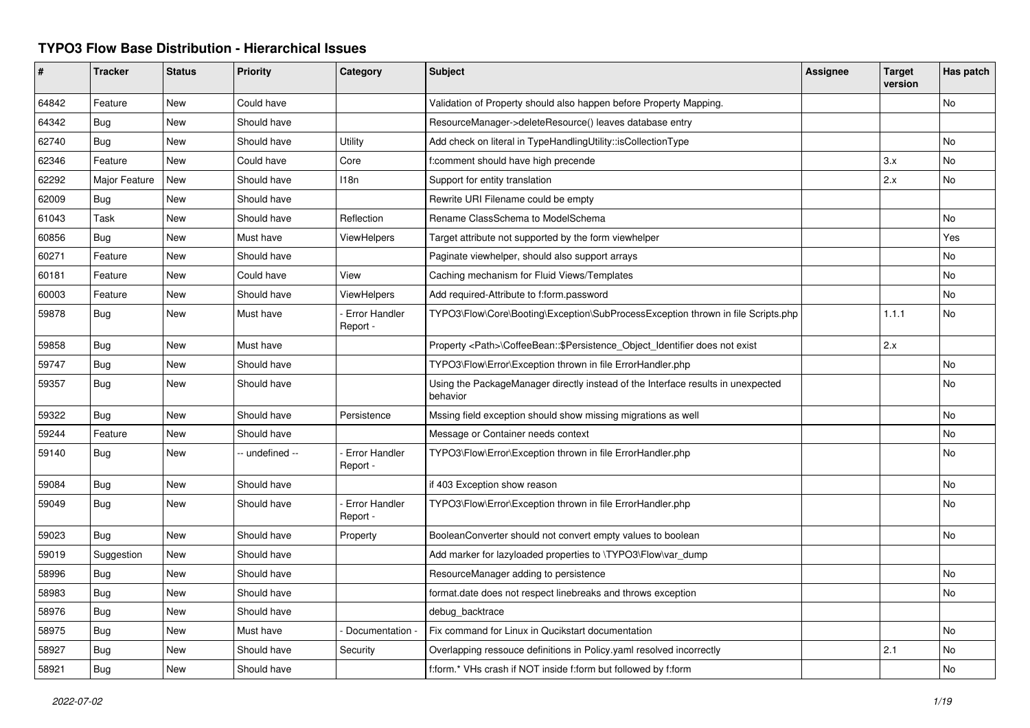# TYPO3 Flow Base Distribution - Hierarchical Issues

| # | Tracker | Status | Priority | Category | Subject | Assignee | Target version | Has patch |
|---|---|---|---|---|---|---|---|---|
| 64842 | Feature | New | Could have | | Validation of Property should also happen before Property Mapping. | | | No |
| 64342 | Bug | New | Should have | | ResourceManager->deleteResource() leaves database entry | | | |
| 62740 | Bug | New | Should have | Utility | Add check on literal in TypeHandlingUtility::isCollectionType | | | No |
| 62346 | Feature | New | Could have | Core | f:comment should have high precende | | 3.x | No |
| 62292 | Major Feature | New | Should have | I18n | Support for entity translation | | 2.x | No |
| 62009 | Bug | New | Should have | | Rewrite URI Filename could be empty | | | |
| 61043 | Task | New | Should have | Reflection | Rename ClassSchema to ModelSchema | | | No |
| 60856 | Bug | New | Must have | ViewHelpers | Target attribute not supported by the form viewhelper | | | Yes |
| 60271 | Feature | New | Should have | | Paginate viewhelper, should also support arrays | | | No |
| 60181 | Feature | New | Could have | View | Caching mechanism for Fluid Views/Templates | | | No |
| 60003 | Feature | New | Should have | ViewHelpers | Add required-Attribute to f:form.password | | | No |
| 59878 | Bug | New | Must have | - Error Handler Report - | TYPO3\Flow\Core\Booting\Exception\SubProcessException thrown in file Scripts.php | | 1.1.1 | No |
| 59858 | Bug | New | Must have | | Property <Path>\CoffeeBean::$Persistence_Object_Identifier does not exist | | 2.x | |
| 59747 | Bug | New | Should have | | TYPO3\Flow\Error\Exception thrown in file ErrorHandler.php | | | No |
| 59357 | Bug | New | Should have | | Using the PackageManager directly instead of the Interface results in unexpected behavior | | | No |
| 59322 | Bug | New | Should have | Persistence | Mssing field exception should show missing migrations as well | | | No |
| 59244 | Feature | New | Should have | | Message or Container needs context | | | No |
| 59140 | Bug | New | -- undefined -- | - Error Handler Report - | TYPO3\Flow\Error\Exception thrown in file ErrorHandler.php | | | No |
| 59084 | Bug | New | Should have | | if 403 Exception show reason | | | No |
| 59049 | Bug | New | Should have | - Error Handler Report - | TYPO3\Flow\Error\Exception thrown in file ErrorHandler.php | | | No |
| 59023 | Bug | New | Should have | Property | BooleanConverter should not convert empty values to boolean | | | No |
| 59019 | Suggestion | New | Should have | | Add marker for lazyloaded properties to \TYPO3\Flow\var_dump | | | |
| 58996 | Bug | New | Should have | | ResourceManager adding to persistence | | | No |
| 58983 | Bug | New | Should have | | format.date does not respect linebreaks and throws exception | | | No |
| 58976 | Bug | New | Should have | | debug_backtrace | | | |
| 58975 | Bug | New | Must have | - Documentation - | Fix command for Linux in Qucikstart documentation | | | No |
| 58927 | Bug | New | Should have | Security | Overlapping ressouce definitions in Policy.yaml resolved incorrectly | | 2.1 | No |
| 58921 | Bug | New | Should have | | f:form.* VHs crash if NOT inside f:form but followed by f:form | | | No |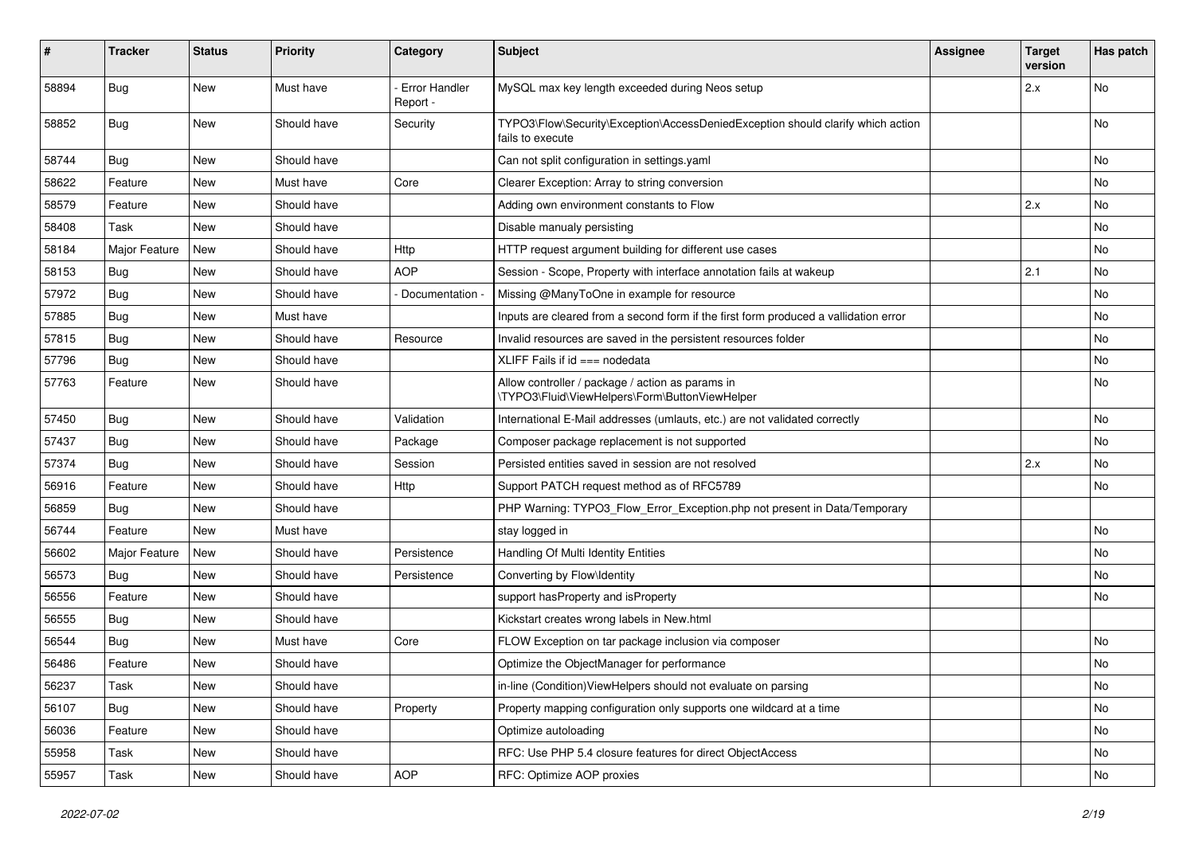| # | Tracker | Status | Priority | Category | Subject | Assignee | Target version | Has patch |
|---|---|---|---|---|---|---|---|---|
| 58894 | Bug | New | Must have | - Error Handler Report - | MySQL max key length exceeded during Neos setup | | 2.x | No |
| 58852 | Bug | New | Should have | Security | TYPO3\Flow\Security\Exception\AccessDeniedException should clarify which action fails to execute | | | No |
| 58744 | Bug | New | Should have | | Can not split configuration in settings.yaml | | | No |
| 58622 | Feature | New | Must have | Core | Clearer Exception: Array to string conversion | | | No |
| 58579 | Feature | New | Should have | | Adding own environment constants to Flow | | 2.x | No |
| 58408 | Task | New | Should have | | Disable manualy persisting | | | No |
| 58184 | Major Feature | New | Should have | Http | HTTP request argument building for different use cases | | | No |
| 58153 | Bug | New | Should have | AOP | Session - Scope, Property with interface annotation fails at wakeup | | 2.1 | No |
| 57972 | Bug | New | Should have | - Documentation - | Missing @ManyToOne in example for resource | | | No |
| 57885 | Bug | New | Must have | | Inputs are cleared from a second form if the first form produced a vallidation error | | | No |
| 57815 | Bug | New | Should have | Resource | Invalid resources are saved in the persistent resources folder | | | No |
| 57796 | Bug | New | Should have | | XLIFF Fails if id === nodedata | | | No |
| 57763 | Feature | New | Should have | | Allow controller / package / action as params in \TYPO3\Fluid\ViewHelpers\Form\ButtonViewHelper | | | No |
| 57450 | Bug | New | Should have | Validation | International E-Mail addresses (umlauts, etc.) are not validated correctly | | | No |
| 57437 | Bug | New | Should have | Package | Composer package replacement is not supported | | | No |
| 57374 | Bug | New | Should have | Session | Persisted entities saved in session are not resolved | | 2.x | No |
| 56916 | Feature | New | Should have | Http | Support PATCH request method as of RFC5789 | | | No |
| 56859 | Bug | New | Should have | | PHP Warning: TYPO3_Flow_Error_Exception.php not present in Data/Temporary | | | |
| 56744 | Feature | New | Must have | | stay logged in | | | No |
| 56602 | Major Feature | New | Should have | Persistence | Handling Of Multi Identity Entities | | | No |
| 56573 | Bug | New | Should have | Persistence | Converting by Flow\Identity | | | No |
| 56556 | Feature | New | Should have | | support hasProperty and isProperty | | | No |
| 56555 | Bug | New | Should have | | Kickstart creates wrong labels in New.html | | | |
| 56544 | Bug | New | Must have | Core | FLOW Exception on tar package inclusion via composer | | | No |
| 56486 | Feature | New | Should have | | Optimize the ObjectManager for performance | | | No |
| 56237 | Task | New | Should have | | in-line (Condition)ViewHelpers should not evaluate on parsing | | | No |
| 56107 | Bug | New | Should have | Property | Property mapping configuration only supports one wildcard at a time | | | No |
| 56036 | Feature | New | Should have | | Optimize autoloading | | | No |
| 55958 | Task | New | Should have | | RFC: Use PHP 5.4 closure features for direct ObjectAccess | | | No |
| 55957 | Task | New | Should have | AOP | RFC: Optimize AOP proxies | | | No |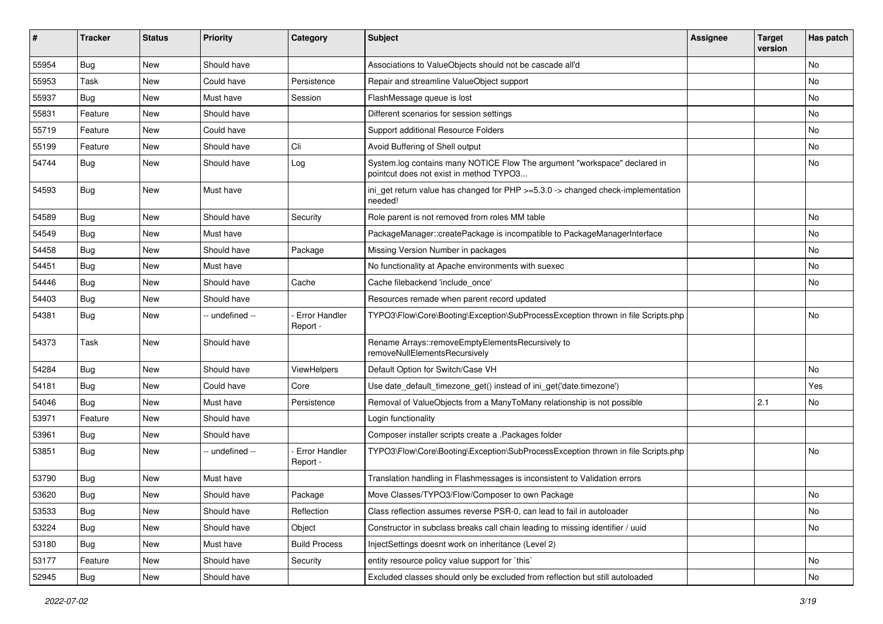| # | Tracker | Status | Priority | Category | Subject | Assignee | Target version | Has patch |
|---|---|---|---|---|---|---|---|---|
| 55954 | Bug | New | Should have | | Associations to ValueObjects should not be cascade all'd | | | No |
| 55953 | Task | New | Could have | Persistence | Repair and streamline ValueObject support | | | No |
| 55937 | Bug | New | Must have | Session | FlashMessage queue is lost | | | No |
| 55831 | Feature | New | Should have | | Different scenarios for session settings | | | No |
| 55719 | Feature | New | Could have | | Support additional Resource Folders | | | No |
| 55199 | Feature | New | Should have | Cli | Avoid Buffering of Shell output | | | No |
| 54744 | Bug | New | Should have | Log | System.log contains many NOTICE Flow The argument "workspace" declared in pointcut does not exist in method TYPO3... | | | No |
| 54593 | Bug | New | Must have | | ini_get return value has changed for PHP >=5.3.0 -> changed check-implementation needed! | | | |
| 54589 | Bug | New | Should have | Security | Role parent is not removed from roles MM table | | | No |
| 54549 | Bug | New | Must have | | PackageManager::createPackage is incompatible to PackageManagerInterface | | | No |
| 54458 | Bug | New | Should have | Package | Missing Version Number in packages | | | No |
| 54451 | Bug | New | Must have | | No functionality at Apache environments with suexec | | | No |
| 54446 | Bug | New | Should have | Cache | Cache filebackend 'include_once' | | | No |
| 54403 | Bug | New | Should have | | Resources remade when parent record updated | | | |
| 54381 | Bug | New | -- undefined -- | - Error Handler Report - | TYPO3\Flow\Core\Booting\Exception\SubProcessException thrown in file Scripts.php | | | No |
| 54373 | Task | New | Should have | | Rename Arrays::removeEmptyElementsRecursively to removeNullElementsRecursively | | | |
| 54284 | Bug | New | Should have | ViewHelpers | Default Option for Switch/Case VH | | | No |
| 54181 | Bug | New | Could have | Core | Use date_default_timezone_get() instead of ini_get('date.timezone') | | | Yes |
| 54046 | Bug | New | Must have | Persistence | Removal of ValueObjects from a ManyToMany relationship is not possible | | 2.1 | No |
| 53971 | Feature | New | Should have | | Login functionality | | | |
| 53961 | Bug | New | Should have | | Composer installer scripts create a .Packages folder | | | |
| 53851 | Bug | New | -- undefined -- | - Error Handler Report - | TYPO3\Flow\Core\Booting\Exception\SubProcessException thrown in file Scripts.php | | | No |
| 53790 | Bug | New | Must have | | Translation handling in Flashmessages is inconsistent to Validation errors | | | |
| 53620 | Bug | New | Should have | Package | Move Classes/TYPO3/Flow/Composer to own Package | | | No |
| 53533 | Bug | New | Should have | Reflection | Class reflection assumes reverse PSR-0, can lead to fail in autoloader | | | No |
| 53224 | Bug | New | Should have | Object | Constructor in subclass breaks call chain leading to missing identifier / uuid | | | No |
| 53180 | Bug | New | Must have | Build Process | InjectSettings doesnt work on inheritance (Level 2) | | | |
| 53177 | Feature | New | Should have | Security | entity resource policy value support for `this` | | | No |
| 52945 | Bug | New | Should have | | Excluded classes should only be excluded from reflection but still autoloaded | | | No |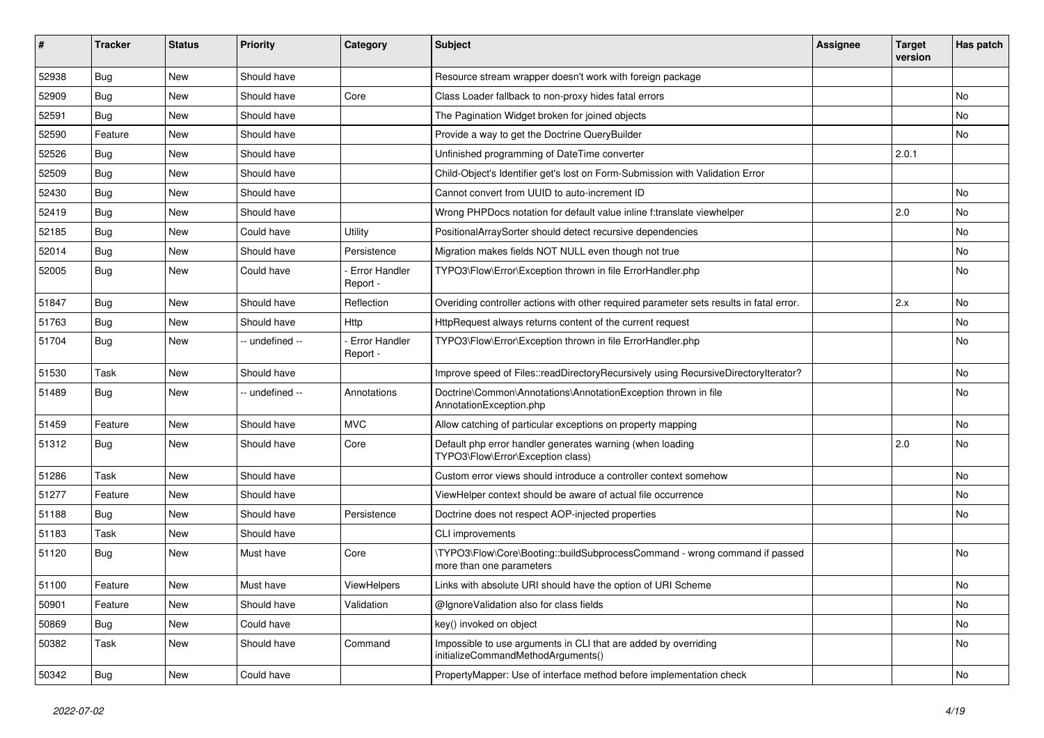| # | Tracker | Status | Priority | Category | Subject | Assignee | Target version | Has patch |
|---|---|---|---|---|---|---|---|---|
| 52938 | Bug | New | Should have | | Resource stream wrapper doesn't work with foreign package | | | |
| 52909 | Bug | New | Should have | Core | Class Loader fallback to non-proxy hides fatal errors | | | No |
| 52591 | Bug | New | Should have | | The Pagination Widget broken for joined objects | | | No |
| 52590 | Feature | New | Should have | | Provide a way to get the Doctrine QueryBuilder | | | No |
| 52526 | Bug | New | Should have | | Unfinished programming of DateTime converter | | 2.0.1 | |
| 52509 | Bug | New | Should have | | Child-Object's Identifier get's lost on Form-Submission with Validation Error | | | |
| 52430 | Bug | New | Should have | | Cannot convert from UUID to auto-increment ID | | | No |
| 52419 | Bug | New | Should have | | Wrong PHPDocs notation for default value inline f:translate viewhelper | | 2.0 | No |
| 52185 | Bug | New | Could have | Utility | PositionalArraySorter should detect recursive dependencies | | | No |
| 52014 | Bug | New | Should have | Persistence | Migration makes fields NOT NULL even though not true | | | No |
| 52005 | Bug | New | Could have | - Error Handler Report - | TYPO3\Flow\Error\Exception thrown in file ErrorHandler.php | | | No |
| 51847 | Bug | New | Should have | Reflection | Overiding controller actions with other required parameter sets results in fatal error. | | 2.x | No |
| 51763 | Bug | New | Should have | Http | HttpRequest always returns content of the current request | | | No |
| 51704 | Bug | New | -- undefined -- | - Error Handler Report - | TYPO3\Flow\Error\Exception thrown in file ErrorHandler.php | | | No |
| 51530 | Task | New | Should have | | Improve speed of Files::readDirectoryRecursively using RecursiveDirectoryIterator? | | | No |
| 51489 | Bug | New | -- undefined -- | Annotations | Doctrine\Common\Annotations\AnnotationException thrown in file AnnotationException.php | | | No |
| 51459 | Feature | New | Should have | MVC | Allow catching of particular exceptions on property mapping | | | No |
| 51312 | Bug | New | Should have | Core | Default php error handler generates warning (when loading TYPO3\Flow\Error\Exception class) | | 2.0 | No |
| 51286 | Task | New | Should have | | Custom error views should introduce a controller context somehow | | | No |
| 51277 | Feature | New | Should have | | ViewHelper context should be aware of actual file occurrence | | | No |
| 51188 | Bug | New | Should have | Persistence | Doctrine does not respect AOP-injected properties | | | No |
| 51183 | Task | New | Should have | | CLI improvements | | | |
| 51120 | Bug | New | Must have | Core | \TYPO3\Flow\Core\Booting::buildSubprocessCommand - wrong command if passed more than one parameters | | | No |
| 51100 | Feature | New | Must have | ViewHelpers | Links with absolute URI should have the option of URI Scheme | | | No |
| 50901 | Feature | New | Should have | Validation | @IgnoreValidation also for class fields | | | No |
| 50869 | Bug | New | Could have | | key() invoked on object | | | No |
| 50382 | Task | New | Should have | Command | Impossible to use arguments in CLI that are added by overriding initializeCommandMethodArguments() | | | No |
| 50342 | Bug | New | Could have | | PropertyMapper: Use of interface method before implementation check | | | No |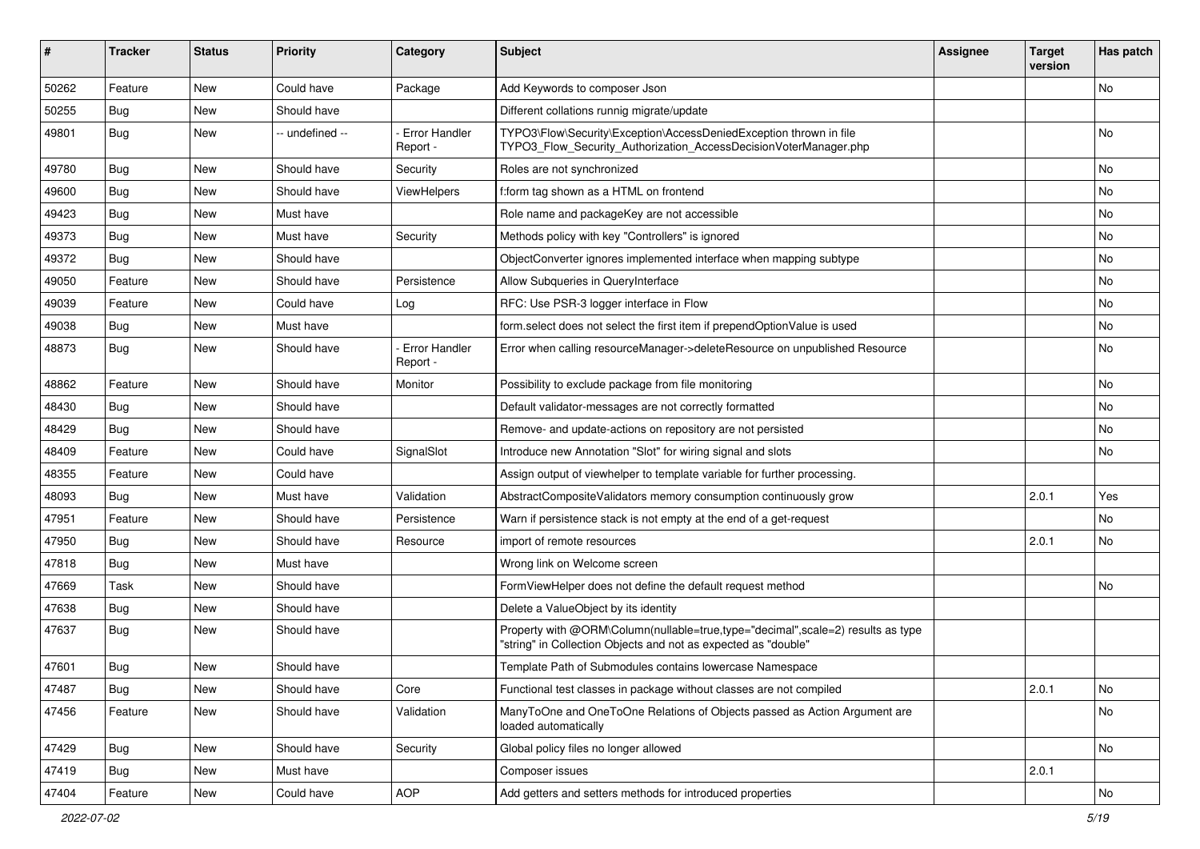| # | Tracker | Status | Priority | Category | Subject | Assignee | Target version | Has patch |
|---|---|---|---|---|---|---|---|---|
| 50262 | Feature | New | Could have | Package | Add Keywords to composer Json | | | No |
| 50255 | Bug | New | Should have | | Different collations runnig migrate/update | | | |
| 49801 | Bug | New | -- undefined -- | - Error Handler Report - | TYPO3\Flow\Security\Exception\AccessDeniedException thrown in file TYPO3_Flow_Security_Authorization_AccessDecisionVoterManager.php | | | No |
| 49780 | Bug | New | Should have | Security | Roles are not synchronized | | | No |
| 49600 | Bug | New | Should have | ViewHelpers | f:form tag shown as a HTML on frontend | | | No |
| 49423 | Bug | New | Must have | | Role name and packageKey are not accessible | | | No |
| 49373 | Bug | New | Must have | Security | Methods policy with key "Controllers" is ignored | | | No |
| 49372 | Bug | New | Should have | | ObjectConverter ignores implemented interface when mapping subtype | | | No |
| 49050 | Feature | New | Should have | Persistence | Allow Subqueries in QueryInterface | | | No |
| 49039 | Feature | New | Could have | Log | RFC: Use PSR-3 logger interface in Flow | | | No |
| 49038 | Bug | New | Must have | | form.select does not select the first item if prependOptionValue is used | | | No |
| 48873 | Bug | New | Should have | - Error Handler Report - | Error when calling resourceManager->deleteResource on unpublished Resource | | | No |
| 48862 | Feature | New | Should have | Monitor | Possibility to exclude package from file monitoring | | | No |
| 48430 | Bug | New | Should have | | Default validator-messages are not correctly formatted | | | No |
| 48429 | Bug | New | Should have | | Remove- and update-actions on repository are not persisted | | | No |
| 48409 | Feature | New | Could have | SignalSlot | Introduce new Annotation "Slot" for wiring signal and slots | | | No |
| 48355 | Feature | New | Could have | | Assign output of viewhelper to template variable for further processing. | | | |
| 48093 | Bug | New | Must have | Validation | AbstractCompositeValidators memory consumption continuously grow | | 2.0.1 | Yes |
| 47951 | Feature | New | Should have | Persistence | Warn if persistence stack is not empty at the end of a get-request | | | No |
| 47950 | Bug | New | Should have | Resource | import of remote resources | | 2.0.1 | No |
| 47818 | Bug | New | Must have | | Wrong link on Welcome screen | | | |
| 47669 | Task | New | Should have | | FormViewHelper does not define the default request method | | | No |
| 47638 | Bug | New | Should have | | Delete a ValueObject by its identity | | | |
| 47637 | Bug | New | Should have | | Property with @ORM\Column(nullable=true,type="decimal",scale=2) results as type "string" in Collection Objects and not as expected as "double" | | | |
| 47601 | Bug | New | Should have | | Template Path of Submodules contains lowercase Namespace | | | |
| 47487 | Bug | New | Should have | Core | Functional test classes in package without classes are not compiled | | 2.0.1 | No |
| 47456 | Feature | New | Should have | Validation | ManyToOne and OneToOne Relations of Objects passed as Action Argument are loaded automatically | | | No |
| 47429 | Bug | New | Should have | Security | Global policy files no longer allowed | | | No |
| 47419 | Bug | New | Must have | | Composer issues | | 2.0.1 | |
| 47404 | Feature | New | Could have | AOP | Add getters and setters methods for introduced properties | | | No |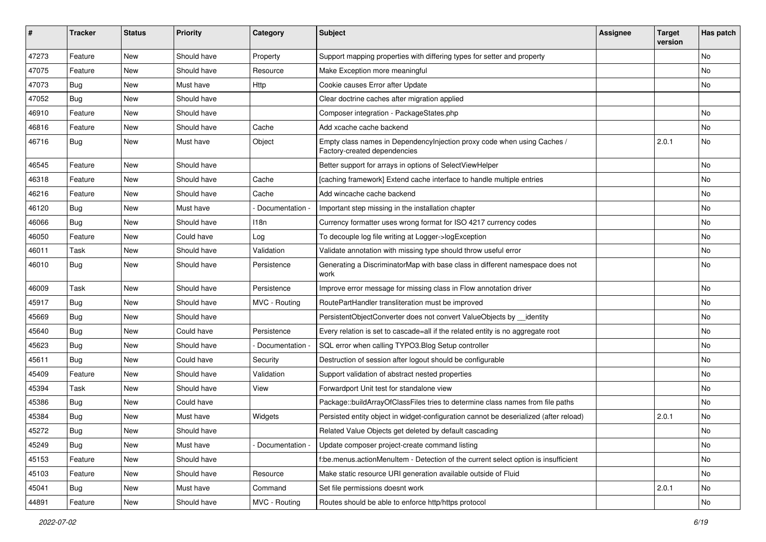| # | Tracker | Status | Priority | Category | Subject | Assignee | Target version | Has patch |
|---|---|---|---|---|---|---|---|---|
| 47273 | Feature | New | Should have | Property | Support mapping properties with differing types for setter and property | | | No |
| 47075 | Feature | New | Should have | Resource | Make Exception more meaningful | | | No |
| 47073 | Bug | New | Must have | Http | Cookie causes Error after Update | | | No |
| 47052 | Bug | New | Should have | | Clear doctrine caches after migration applied | | | |
| 46910 | Feature | New | Should have | | Composer integration - PackageStates.php | | | No |
| 46816 | Feature | New | Should have | Cache | Add xcache cache backend | | | No |
| 46716 | Bug | New | Must have | Object | Empty class names in DependencyInjection proxy code when using Caches / Factory-created dependencies | | 2.0.1 | No |
| 46545 | Feature | New | Should have | | Better support for arrays in options of SelectViewHelper | | | No |
| 46318 | Feature | New | Should have | Cache | [caching framework] Extend cache interface to handle multiple entries | | | No |
| 46216 | Feature | New | Should have | Cache | Add wincache cache backend | | | No |
| 46120 | Bug | New | Must have | - Documentation - | Important step missing in the installation chapter | | | No |
| 46066 | Bug | New | Should have | I18n | Currency formatter uses wrong format for ISO 4217 currency codes | | | No |
| 46050 | Feature | New | Could have | Log | To decouple log file writing at Logger->logException | | | No |
| 46011 | Task | New | Should have | Validation | Validate annotation with missing type should throw useful error | | | No |
| 46010 | Bug | New | Should have | Persistence | Generating a DiscriminatorMap with base class in different namespace does not work | | | No |
| 46009 | Task | New | Should have | Persistence | Improve error message for missing class in Flow annotation driver | | | No |
| 45917 | Bug | New | Should have | MVC - Routing | RoutePartHandler transliteration must be improved | | | No |
| 45669 | Bug | New | Should have | | PersistentObjectConverter does not convert ValueObjects by __identity | | | No |
| 45640 | Bug | New | Could have | Persistence | Every relation is set to cascade=all if the related entity is no aggregate root | | | No |
| 45623 | Bug | New | Should have | - Documentation - | SQL error when calling TYPO3.Blog Setup controller | | | No |
| 45611 | Bug | New | Could have | Security | Destruction of session after logout should be configurable | | | No |
| 45409 | Feature | New | Should have | Validation | Support validation of abstract nested properties | | | No |
| 45394 | Task | New | Should have | View | Forwardport Unit test for standalone view | | | No |
| 45386 | Bug | New | Could have | | Package::buildArrayOfClassFiles tries to determine class names from file paths | | | No |
| 45384 | Bug | New | Must have | Widgets | Persisted entity object in widget-configuration cannot be deserialized (after reload) | | 2.0.1 | No |
| 45272 | Bug | New | Should have | | Related Value Objects get deleted by default cascading | | | No |
| 45249 | Bug | New | Must have | - Documentation - | Update composer project-create command listing | | | No |
| 45153 | Feature | New | Should have | | f:be.menus.actionMenuItem - Detection of the current select option is insufficient | | | No |
| 45103 | Feature | New | Should have | Resource | Make static resource URI generation available outside of Fluid | | | No |
| 45041 | Bug | New | Must have | Command | Set file permissions doesnt work | | 2.0.1 | No |
| 44891 | Feature | New | Should have | MVC - Routing | Routes should be able to enforce http/https protocol | | | No |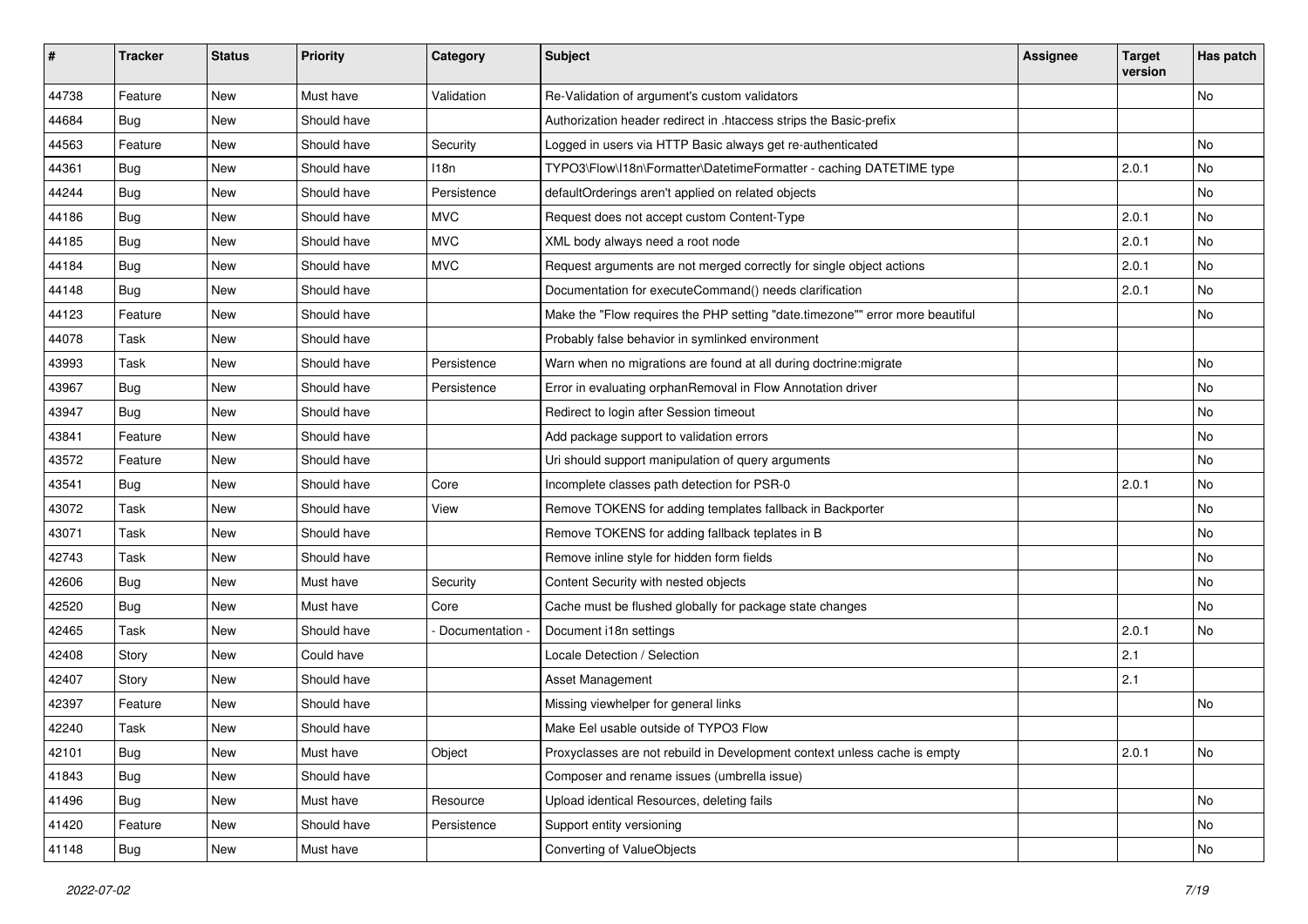| # | Tracker | Status | Priority | Category | Subject | Assignee | Target version | Has patch |
|---|---|---|---|---|---|---|---|---|
| 44738 | Feature | New | Must have | Validation | Re-Validation of argument's custom validators | | | No |
| 44684 | Bug | New | Should have | | Authorization header redirect in .htaccess strips the Basic-prefix | | | |
| 44563 | Feature | New | Should have | Security | Logged in users via HTTP Basic always get re-authenticated | | | No |
| 44361 | Bug | New | Should have | I18n | TYPO3\Flow\I18n\Formatter\DatetimeFormatter - caching DATETIME type | | 2.0.1 | No |
| 44244 | Bug | New | Should have | Persistence | defaultOrderings aren't applied on related objects | | | No |
| 44186 | Bug | New | Should have | MVC | Request does not accept custom Content-Type | | 2.0.1 | No |
| 44185 | Bug | New | Should have | MVC | XML body always need a root node | | 2.0.1 | No |
| 44184 | Bug | New | Should have | MVC | Request arguments are not merged correctly for single object actions | | 2.0.1 | No |
| 44148 | Bug | New | Should have | | Documentation for executeCommand() needs clarification | | 2.0.1 | No |
| 44123 | Feature | New | Should have | | Make the "Flow requires the PHP setting "date.timezone"" error more beautiful | | | No |
| 44078 | Task | New | Should have | | Probably false behavior in symlinked environment | | | |
| 43993 | Task | New | Should have | Persistence | Warn when no migrations are found at all during doctrine:migrate | | | No |
| 43967 | Bug | New | Should have | Persistence | Error in evaluating orphanRemoval in Flow Annotation driver | | | No |
| 43947 | Bug | New | Should have | | Redirect to login after Session timeout | | | No |
| 43841 | Feature | New | Should have | | Add package support to validation errors | | | No |
| 43572 | Feature | New | Should have | | Uri should support manipulation of query arguments | | | No |
| 43541 | Bug | New | Should have | Core | Incomplete classes path detection for PSR-0 | | 2.0.1 | No |
| 43072 | Task | New | Should have | View | Remove TOKENS for adding templates fallback in Backporter | | | No |
| 43071 | Task | New | Should have | | Remove TOKENS for adding fallback teplates in B | | | No |
| 42743 | Task | New | Should have | | Remove inline style for hidden form fields | | | No |
| 42606 | Bug | New | Must have | Security | Content Security with nested objects | | | No |
| 42520 | Bug | New | Must have | Core | Cache must be flushed globally for package state changes | | | No |
| 42465 | Task | New | Should have | - Documentation - | Document i18n settings | | 2.0.1 | No |
| 42408 | Story | New | Could have | | Locale Detection / Selection | | 2.1 | |
| 42407 | Story | New | Should have | | Asset Management | | 2.1 | |
| 42397 | Feature | New | Should have | | Missing viewhelper for general links | | | No |
| 42240 | Task | New | Should have | | Make Eel usable outside of TYPO3 Flow | | | |
| 42101 | Bug | New | Must have | Object | Proxyclasses are not rebuild in Development context unless cache is empty | | 2.0.1 | No |
| 41843 | Bug | New | Should have | | Composer and rename issues (umbrella issue) | | | |
| 41496 | Bug | New | Must have | Resource | Upload identical Resources, deleting fails | | | No |
| 41420 | Feature | New | Should have | Persistence | Support entity versioning | | | No |
| 41148 | Bug | New | Must have | | Converting of ValueObjects | | | No |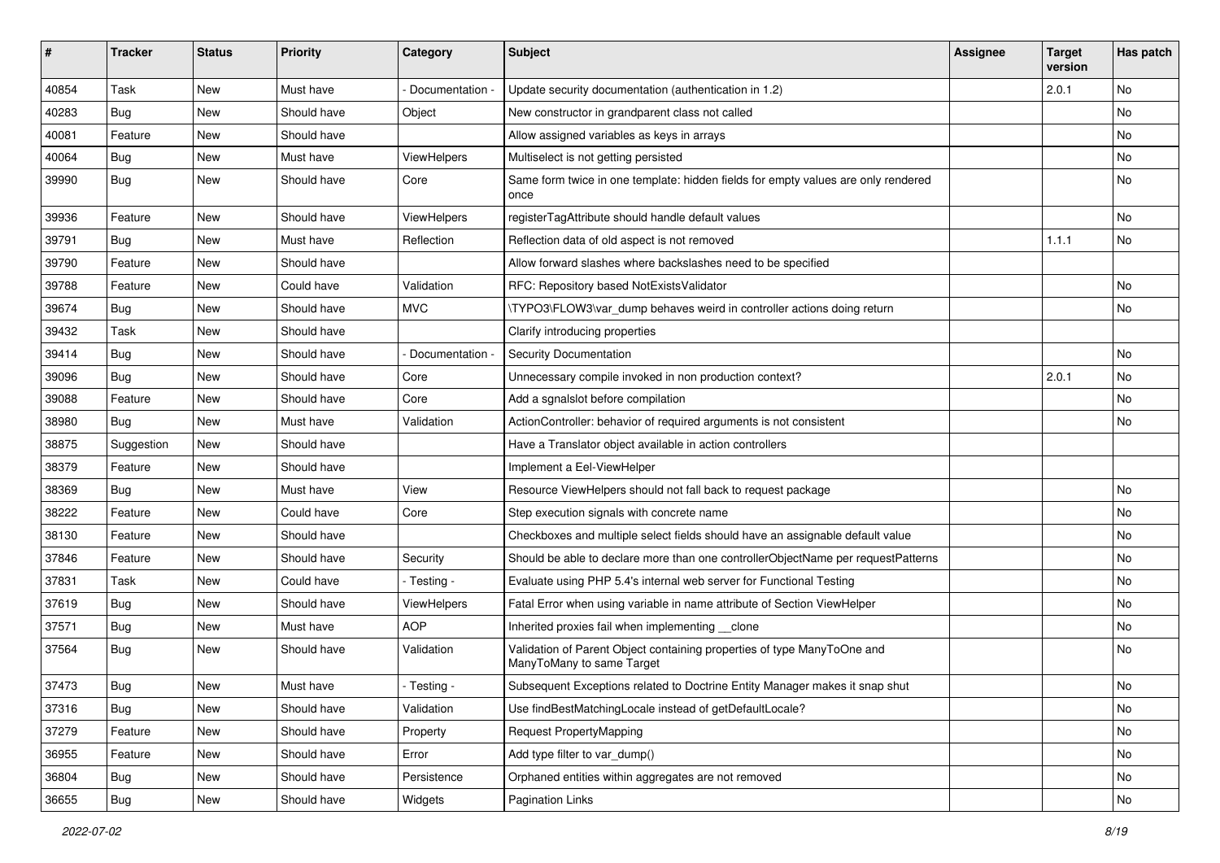| # | Tracker | Status | Priority | Category | Subject | Assignee | Target version | Has patch |
|---|---|---|---|---|---|---|---|---|
| 40854 | Task | New | Must have | - Documentation - | Update security documentation (authentication in 1.2) | | 2.0.1 | No |
| 40283 | Bug | New | Should have | Object | New constructor in grandparent class not called | | | No |
| 40081 | Feature | New | Should have | | Allow assigned variables as keys in arrays | | | No |
| 40064 | Bug | New | Must have | ViewHelpers | Multiselect is not getting persisted | | | No |
| 39990 | Bug | New | Should have | Core | Same form twice in one template: hidden fields for empty values are only rendered once | | | No |
| 39936 | Feature | New | Should have | ViewHelpers | registerTagAttribute should handle default values | | | No |
| 39791 | Bug | New | Must have | Reflection | Reflection data of old aspect is not removed | | 1.1.1 | No |
| 39790 | Feature | New | Should have | | Allow forward slashes where backslashes need to be specified | | | |
| 39788 | Feature | New | Could have | Validation | RFC: Repository based NotExistsValidator | | | No |
| 39674 | Bug | New | Should have | MVC | \TYPO3\FLOW3\var_dump behaves weird in controller actions doing return | | | No |
| 39432 | Task | New | Should have | | Clarify introducing properties | | | |
| 39414 | Bug | New | Should have | - Documentation - | Security Documentation | | | No |
| 39096 | Bug | New | Should have | Core | Unnecessary compile invoked in non production context? | | 2.0.1 | No |
| 39088 | Feature | New | Should have | Core | Add a sgnalslot before compilation | | | No |
| 38980 | Bug | New | Must have | Validation | ActionController: behavior of required arguments is not consistent | | | No |
| 38875 | Suggestion | New | Should have | | Have a Translator object available in action controllers | | | |
| 38379 | Feature | New | Should have | | Implement a Eel-ViewHelper | | | |
| 38369 | Bug | New | Must have | View | Resource ViewHelpers should not fall back to request package | | | No |
| 38222 | Feature | New | Could have | Core | Step execution signals with concrete name | | | No |
| 38130 | Feature | New | Should have | | Checkboxes and multiple select fields should have an assignable default value | | | No |
| 37846 | Feature | New | Should have | Security | Should be able to declare more than one controllerObjectName per requestPatterns | | | No |
| 37831 | Task | New | Could have | - Testing - | Evaluate using PHP 5.4's internal web server for Functional Testing | | | No |
| 37619 | Bug | New | Should have | ViewHelpers | Fatal Error when using variable in name attribute of Section ViewHelper | | | No |
| 37571 | Bug | New | Must have | AOP | Inherited proxies fail when implementing __clone | | | No |
| 37564 | Bug | New | Should have | Validation | Validation of Parent Object containing properties of type ManyToOne and ManyToMany to same Target | | | No |
| 37473 | Bug | New | Must have | - Testing - | Subsequent Exceptions related to Doctrine Entity Manager makes it snap shut | | | No |
| 37316 | Bug | New | Should have | Validation | Use findBestMatchingLocale instead of getDefaultLocale? | | | No |
| 37279 | Feature | New | Should have | Property | Request PropertyMapping | | | No |
| 36955 | Feature | New | Should have | Error | Add type filter to var_dump() | | | No |
| 36804 | Bug | New | Should have | Persistence | Orphaned entities within aggregates are not removed | | | No |
| 36655 | Bug | New | Should have | Widgets | Pagination Links | | | No |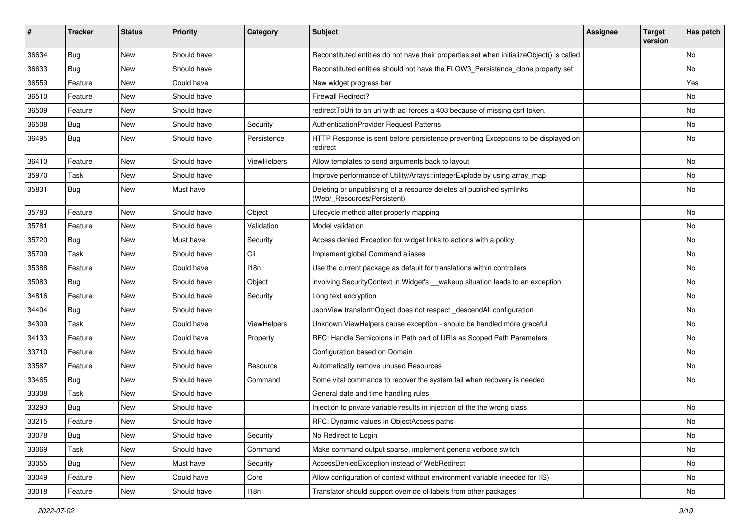| # | Tracker | Status | Priority | Category | Subject | Assignee | Target version | Has patch |
|---|---|---|---|---|---|---|---|---|
| 36634 | Bug | New | Should have | | Reconstituted entities do not have their properties set when initializeObject() is called | | | No |
| 36633 | Bug | New | Should have | | Reconstituted entities should not have the FLOW3_Persistence_clone property set | | | No |
| 36559 | Feature | New | Could have | | New widget progress bar | | | Yes |
| 36510 | Feature | New | Should have | | Firewall Redirect? | | | No |
| 36509 | Feature | New | Should have | | redirectToUri to an uri with acl forces a 403 because of missing csrf token. | | | No |
| 36508 | Bug | New | Should have | Security | AuthenticationProvider Request Patterns | | | No |
| 36495 | Bug | New | Should have | Persistence | HTTP Response is sent before persistence preventing Exceptions to be displayed on redirect | | | No |
| 36410 | Feature | New | Should have | ViewHelpers | Allow templates to send arguments back to layout | | | No |
| 35970 | Task | New | Should have | | Improve performance of Utility/Arrays::integerExplode by using array_map | | | No |
| 35831 | Bug | New | Must have | | Deleting or unpublishing of a resource deletes all published symlinks (Web/_Resources/Persistent) | | | No |
| 35783 | Feature | New | Should have | Object | Lifecycle method after property mapping | | | No |
| 35781 | Feature | New | Should have | Validation | Model validation | | | No |
| 35720 | Bug | New | Must have | Security | Access denied Exception for widget links to actions with a policy | | | No |
| 35709 | Task | New | Should have | Cli | Implement global Command aliases | | | No |
| 35388 | Feature | New | Could have | I18n | Use the current package as default for translations within controllers | | | No |
| 35083 | Bug | New | Should have | Object | involving SecurityContext in Widget's __wakeup situation leads to an exception | | | No |
| 34816 | Feature | New | Should have | Security | Long text encryption | | | No |
| 34404 | Bug | New | Should have | | JsonView transformObject does not respect _descendAll configuration | | | No |
| 34309 | Task | New | Could have | ViewHelpers | Unknown ViewHelpers cause exception - should be handled more graceful | | | No |
| 34133 | Feature | New | Could have | Property | RFC: Handle Semicolons in Path part of URIs as Scoped Path Parameters | | | No |
| 33710 | Feature | New | Should have | | Configuration based on Domain | | | No |
| 33587 | Feature | New | Should have | Resource | Automatically remove unused Resources | | | No |
| 33465 | Bug | New | Should have | Command | Some vital commands to recover the system fail when recovery is needed | | | No |
| 33308 | Task | New | Should have | | General date and time handling rules | | | |
| 33293 | Bug | New | Should have | | Injection to private variable results in injection of the the wrong class | | | No |
| 33215 | Feature | New | Should have | | RFC: Dynamic values in ObjectAccess paths | | | No |
| 33078 | Bug | New | Should have | Security | No Redirect to Login | | | No |
| 33069 | Task | New | Should have | Command | Make command output sparse, implement generic verbose switch | | | No |
| 33055 | Bug | New | Must have | Security | AccessDeniedException instead of WebRedirect | | | No |
| 33049 | Feature | New | Could have | Core | Allow configuration of context without environment variable (needed for IIS) | | | No |
| 33018 | Feature | New | Should have | I18n | Translator should support override of labels from other packages | | | No |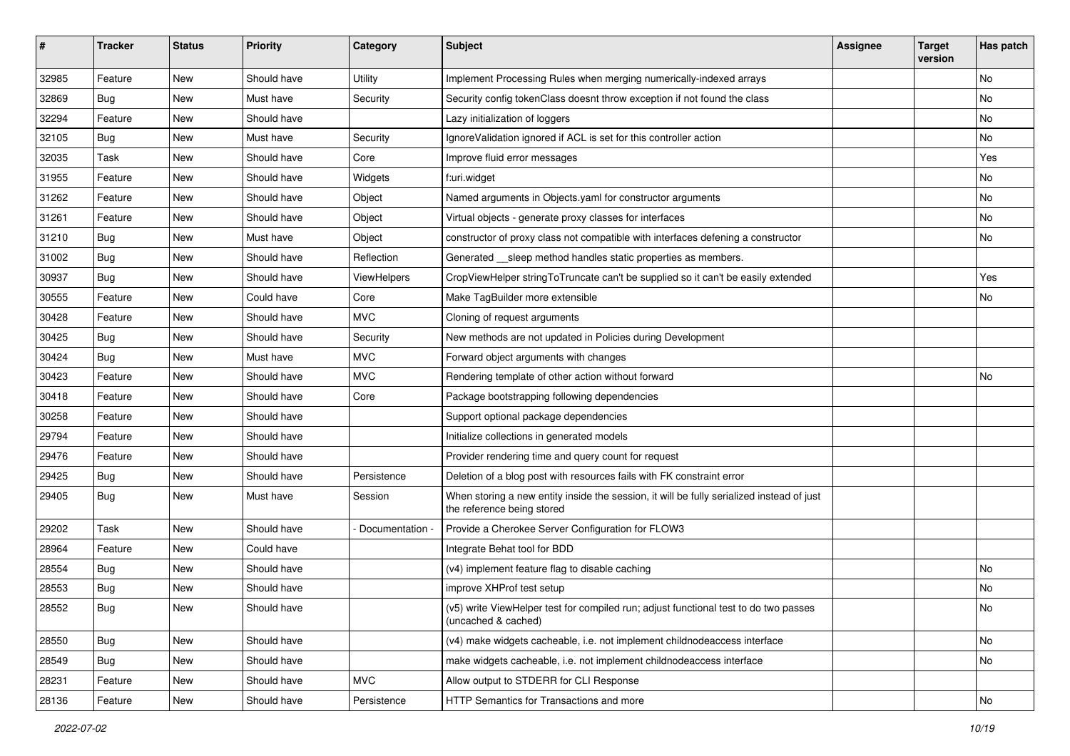| # | Tracker | Status | Priority | Category | Subject | Assignee | Target version | Has patch |
|---|---|---|---|---|---|---|---|---|
| 32985 | Feature | New | Should have | Utility | Implement Processing Rules when merging numerically-indexed arrays | | | No |
| 32869 | Bug | New | Must have | Security | Security config tokenClass doesnt throw exception if not found the class | | | No |
| 32294 | Feature | New | Should have | | Lazy initialization of loggers | | | No |
| 32105 | Bug | New | Must have | Security | IgnoreValidation ignored if ACL is set for this controller action | | | No |
| 32035 | Task | New | Should have | Core | Improve fluid error messages | | | Yes |
| 31955 | Feature | New | Should have | Widgets | f:uri.widget | | | No |
| 31262 | Feature | New | Should have | Object | Named arguments in Objects.yaml for constructor arguments | | | No |
| 31261 | Feature | New | Should have | Object | Virtual objects - generate proxy classes for interfaces | | | No |
| 31210 | Bug | New | Must have | Object | constructor of proxy class not compatible with interfaces defening a constructor | | | No |
| 31002 | Bug | New | Should have | Reflection | Generated __sleep method handles static properties as members. | | | |
| 30937 | Bug | New | Should have | ViewHelpers | CropViewHelper stringToTruncate can't be supplied so it can't be easily extended | | | Yes |
| 30555 | Feature | New | Could have | Core | Make TagBuilder more extensible | | | No |
| 30428 | Feature | New | Should have | MVC | Cloning of request arguments | | | |
| 30425 | Bug | New | Should have | Security | New methods are not updated in Policies during Development | | | |
| 30424 | Bug | New | Must have | MVC | Forward object arguments with changes | | | |
| 30423 | Feature | New | Should have | MVC | Rendering template of other action without forward | | | No |
| 30418 | Feature | New | Should have | Core | Package bootstrapping following dependencies | | | |
| 30258 | Feature | New | Should have | | Support optional package dependencies | | | |
| 29794 | Feature | New | Should have | | Initialize collections in generated models | | | |
| 29476 | Feature | New | Should have | | Provider rendering time and query count for request | | | |
| 29425 | Bug | New | Should have | Persistence | Deletion of a blog post with resources fails with FK constraint error | | | |
| 29405 | Bug | New | Must have | Session | When storing a new entity inside the session, it will be fully serialized instead of just the reference being stored | | | |
| 29202 | Task | New | Should have | - Documentation - | Provide a Cherokee Server Configuration for FLOW3 | | | |
| 28964 | Feature | New | Could have | | Integrate Behat tool for BDD | | | |
| 28554 | Bug | New | Should have | | (v4) implement feature flag to disable caching | | | No |
| 28553 | Bug | New | Should have | | improve XHProf test setup | | | No |
| 28552 | Bug | New | Should have | | (v5) write ViewHelper test for compiled run; adjust functional test to do two passes (uncached & cached) | | | No |
| 28550 | Bug | New | Should have | | (v4) make widgets cacheable, i.e. not implement childnodeaccess interface | | | No |
| 28549 | Bug | New | Should have | | make widgets cacheable, i.e. not implement childnodeaccess interface | | | No |
| 28231 | Feature | New | Should have | MVC | Allow output to STDERR for CLI Response | | | |
| 28136 | Feature | New | Should have | Persistence | HTTP Semantics for Transactions and more | | | No |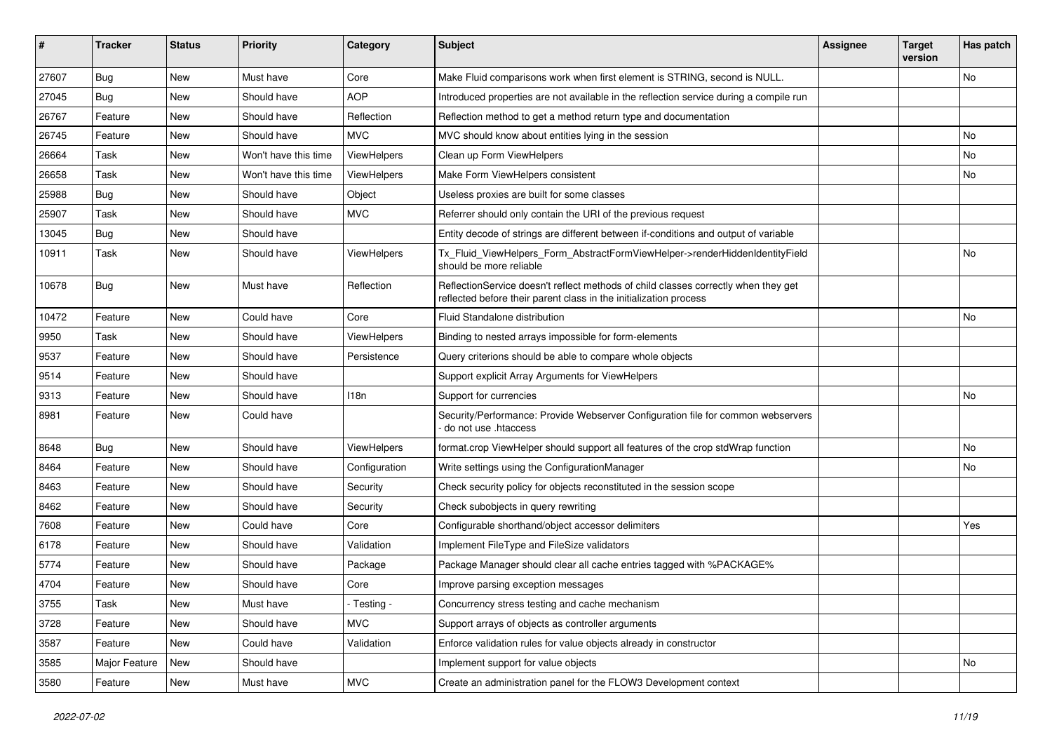| # | Tracker | Status | Priority | Category | Subject | Assignee | Target version | Has patch |
|---|---|---|---|---|---|---|---|---|
| 27607 | Bug | New | Must have | Core | Make Fluid comparisons work when first element is STRING, second is NULL. | | | No |
| 27045 | Bug | New | Should have | AOP | Introduced properties are not available in the reflection service during a compile run | | | |
| 26767 | Feature | New | Should have | Reflection | Reflection method to get a method return type and documentation | | | |
| 26745 | Feature | New | Should have | MVC | MVC should know about entities lying in the session | | | No |
| 26664 | Task | New | Won't have this time | ViewHelpers | Clean up Form ViewHelpers | | | No |
| 26658 | Task | New | Won't have this time | ViewHelpers | Make Form ViewHelpers consistent | | | No |
| 25988 | Bug | New | Should have | Object | Useless proxies are built for some classes | | | |
| 25907 | Task | New | Should have | MVC | Referrer should only contain the URI of the previous request | | | |
| 13045 | Bug | New | Should have | | Entity decode of strings are different between if-conditions and output of variable | | | |
| 10911 | Task | New | Should have | ViewHelpers | Tx_Fluid_ViewHelpers_Form_AbstractFormViewHelper->renderHiddenIdentityField should be more reliable | | | No |
| 10678 | Bug | New | Must have | Reflection | ReflectionService doesn't reflect methods of child classes correctly when they get reflected before their parent class in the initialization process | | | |
| 10472 | Feature | New | Could have | Core | Fluid Standalone distribution | | | No |
| 9950 | Task | New | Should have | ViewHelpers | Binding to nested arrays impossible for form-elements | | | |
| 9537 | Feature | New | Should have | Persistence | Query criterions should be able to compare whole objects | | | |
| 9514 | Feature | New | Should have | | Support explicit Array Arguments for ViewHelpers | | | |
| 9313 | Feature | New | Should have | I18n | Support for currencies | | | No |
| 8981 | Feature | New | Could have | | Security/Performance: Provide Webserver Configuration file for common webservers - do not use .htaccess | | | |
| 8648 | Bug | New | Should have | ViewHelpers | format.crop ViewHelper should support all features of the crop stdWrap function | | | No |
| 8464 | Feature | New | Should have | Configuration | Write settings using the ConfigurationManager | | | No |
| 8463 | Feature | New | Should have | Security | Check security policy for objects reconstituted in the session scope | | | |
| 8462 | Feature | New | Should have | Security | Check subobjects in query rewriting | | | |
| 7608 | Feature | New | Could have | Core | Configurable shorthand/object accessor delimiters | | | Yes |
| 6178 | Feature | New | Should have | Validation | Implement FileType and FileSize validators | | | |
| 5774 | Feature | New | Should have | Package | Package Manager should clear all cache entries tagged with %PACKAGE% | | | |
| 4704 | Feature | New | Should have | Core | Improve parsing exception messages | | | |
| 3755 | Task | New | Must have | - Testing - | Concurrency stress testing and cache mechanism | | | |
| 3728 | Feature | New | Should have | MVC | Support arrays of objects as controller arguments | | | |
| 3587 | Feature | New | Could have | Validation | Enforce validation rules for value objects already in constructor | | | |
| 3585 | Major Feature | New | Should have | | Implement support for value objects | | | No |
| 3580 | Feature | New | Must have | MVC | Create an administration panel for the FLOW3 Development context | | | |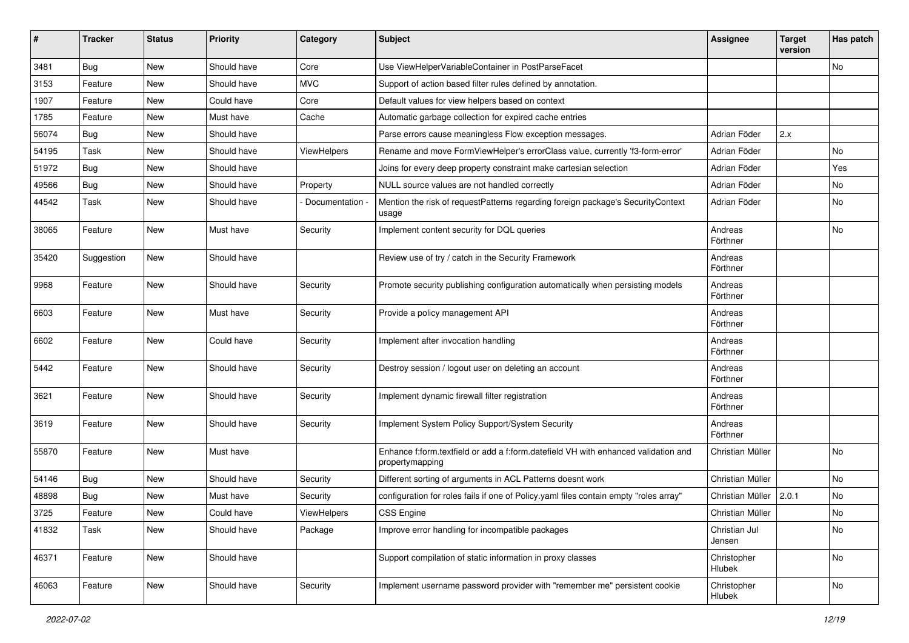| # | Tracker | Status | Priority | Category | Subject | Assignee | Target version | Has patch |
|---|---|---|---|---|---|---|---|---|
| 3481 | Bug | New | Should have | Core | Use ViewHelperVariableContainer in PostParseFacet | | | No |
| 3153 | Feature | New | Should have | MVC | Support of action based filter rules defined by annotation. | | | |
| 1907 | Feature | New | Could have | Core | Default values for view helpers based on context | | | |
| 1785 | Feature | New | Must have | Cache | Automatic garbage collection for expired cache entries | | | |
| 56074 | Bug | New | Should have | | Parse errors cause meaningless Flow exception messages. | Adrian Föder | 2.x | |
| 54195 | Task | New | Should have | ViewHelpers | Rename and move FormViewHelper's errorClass value, currently 'f3-form-error' | Adrian Föder | | No |
| 51972 | Bug | New | Should have | | Joins for every deep property constraint make cartesian selection | Adrian Föder | | Yes |
| 49566 | Bug | New | Should have | Property | NULL source values are not handled correctly | Adrian Föder | | No |
| 44542 | Task | New | Should have | - Documentation - | Mention the risk of requestPatterns regarding foreign package's SecurityContext usage | Adrian Föder | | No |
| 38065 | Feature | New | Must have | Security | Implement content security for DQL queries | Andreas Förthner | | No |
| 35420 | Suggestion | New | Should have | | Review use of try / catch in the Security Framework | Andreas Förthner | | |
| 9968 | Feature | New | Should have | Security | Promote security publishing configuration automatically when persisting models | Andreas Förthner | | |
| 6603 | Feature | New | Must have | Security | Provide a policy management API | Andreas Förthner | | |
| 6602 | Feature | New | Could have | Security | Implement after invocation handling | Andreas Förthner | | |
| 5442 | Feature | New | Should have | Security | Destroy session / logout user on deleting an account | Andreas Förthner | | |
| 3621 | Feature | New | Should have | Security | Implement dynamic firewall filter registration | Andreas Förthner | | |
| 3619 | Feature | New | Should have | Security | Implement System Policy Support/System Security | Andreas Förthner | | |
| 55870 | Feature | New | Must have | | Enhance f:form.textfield or add a f:form.datefield VH with enhanced validation and propertymapping | Christian Müller | | No |
| 54146 | Bug | New | Should have | Security | Different sorting of arguments in ACL Patterns doesnt work | Christian Müller | | No |
| 48898 | Bug | New | Must have | Security | configuration for roles fails if one of Policy.yaml files contain empty "roles array" | Christian Müller | 2.0.1 | No |
| 3725 | Feature | New | Could have | ViewHelpers | CSS Engine | Christian Müller | | No |
| 41832 | Task | New | Should have | Package | Improve error handling for incompatible packages | Christian Jul Jensen | | No |
| 46371 | Feature | New | Should have | | Support compilation of static information in proxy classes | Christopher Hlubek | | No |
| 46063 | Feature | New | Should have | Security | Implement username password provider with "remember me" persistent cookie | Christopher Hlubek | | No |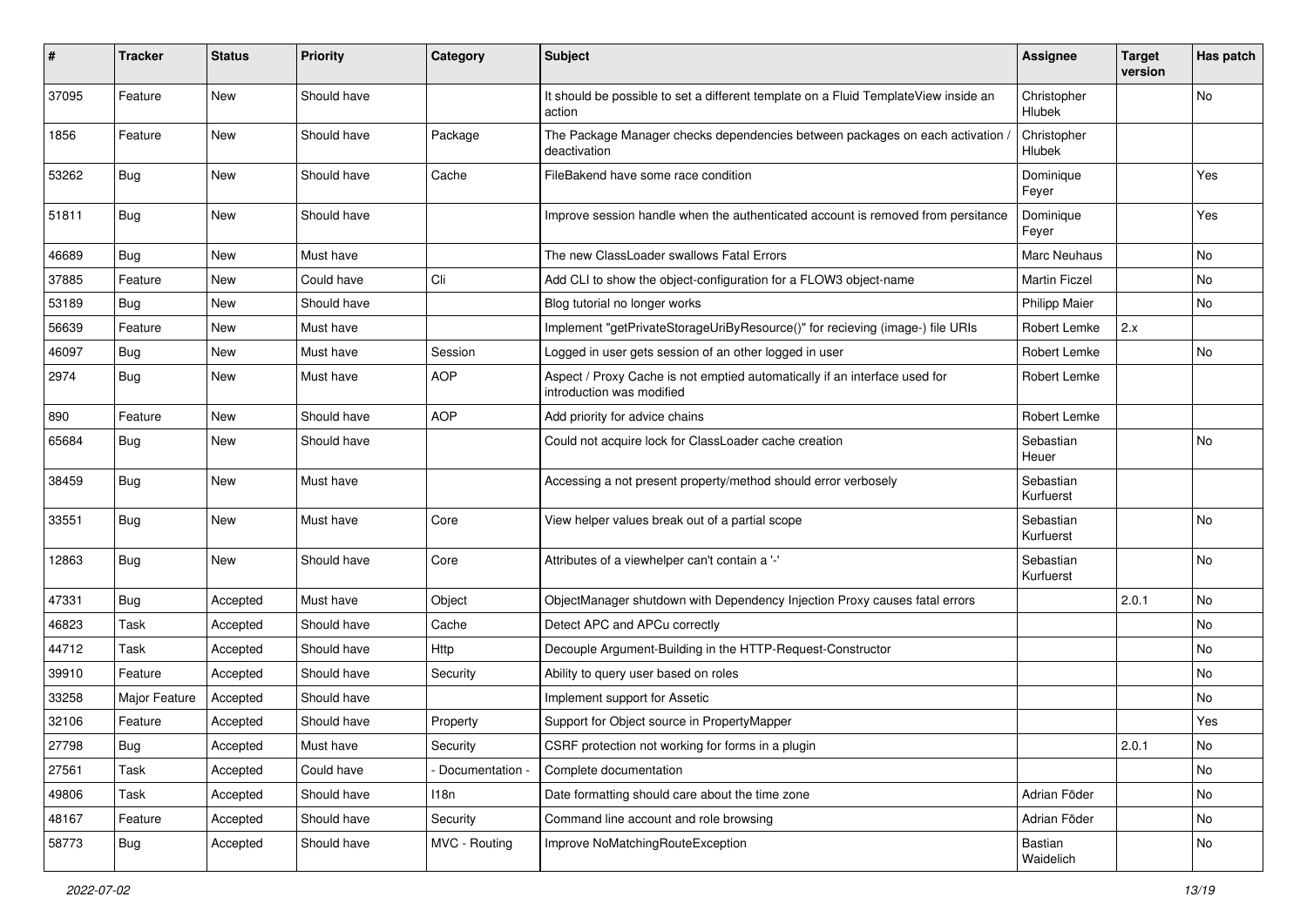| # | Tracker | Status | Priority | Category | Subject | Assignee | Target version | Has patch |
|---|---|---|---|---|---|---|---|---|
| 37095 | Feature | New | Should have | | It should be possible to set a different template on a Fluid TemplateView inside an action | Christopher Hlubek | | No |
| 1856 | Feature | New | Should have | Package | The Package Manager checks dependencies between packages on each activation / deactivation | Christopher Hlubek | | |
| 53262 | Bug | New | Should have | Cache | FileBakend have some race condition | Dominique Feyer | | Yes |
| 51811 | Bug | New | Should have | | Improve session handle when the authenticated account is removed from persitance | Dominique Feyer | | Yes |
| 46689 | Bug | New | Must have | | The new ClassLoader swallows Fatal Errors | Marc Neuhaus | | No |
| 37885 | Feature | New | Could have | Cli | Add CLI to show the object-configuration for a FLOW3 object-name | Martin Ficzel | | No |
| 53189 | Bug | New | Should have | | Blog tutorial no longer works | Philipp Maier | | No |
| 56639 | Feature | New | Must have | | Implement "getPrivateStorageUriByResource()" for recieving (image-) file URIs | Robert Lemke | 2.x | |
| 46097 | Bug | New | Must have | Session | Logged in user gets session of an other logged in user | Robert Lemke | | No |
| 2974 | Bug | New | Must have | AOP | Aspect / Proxy Cache is not emptied automatically if an interface used for introduction was modified | Robert Lemke | | |
| 890 | Feature | New | Should have | AOP | Add priority for advice chains | Robert Lemke | | |
| 65684 | Bug | New | Should have | | Could not acquire lock for ClassLoader cache creation | Sebastian Heuer | | No |
| 38459 | Bug | New | Must have | | Accessing a not present property/method should error verbosely | Sebastian Kurfuerst | | |
| 33551 | Bug | New | Must have | Core | View helper values break out of a partial scope | Sebastian Kurfuerst | | No |
| 12863 | Bug | New | Should have | Core | Attributes of a viewhelper can't contain a '-' | Sebastian Kurfuerst | | No |
| 47331 | Bug | Accepted | Must have | Object | ObjectManager shutdown with Dependency Injection Proxy causes fatal errors | | 2.0.1 | No |
| 46823 | Task | Accepted | Should have | Cache | Detect APC and APCu correctly | | | No |
| 44712 | Task | Accepted | Should have | Http | Decouple Argument-Building in the HTTP-Request-Constructor | | | No |
| 39910 | Feature | Accepted | Should have | Security | Ability to query user based on roles | | | No |
| 33258 | Major Feature | Accepted | Should have | | Implement support for Assetic | | | No |
| 32106 | Feature | Accepted | Should have | Property | Support for Object source in PropertyMapper | | | Yes |
| 27798 | Bug | Accepted | Must have | Security | CSRF protection not working for forms in a plugin | | 2.0.1 | No |
| 27561 | Task | Accepted | Could have | - Documentation - | Complete documentation | | | No |
| 49806 | Task | Accepted | Should have | I18n | Date formatting should care about the time zone | Adrian Föder | | No |
| 48167 | Feature | Accepted | Should have | Security | Command line account and role browsing | Adrian Föder | | No |
| 58773 | Bug | Accepted | Should have | MVC - Routing | Improve NoMatchingRouteException | Bastian Waidelich | | No |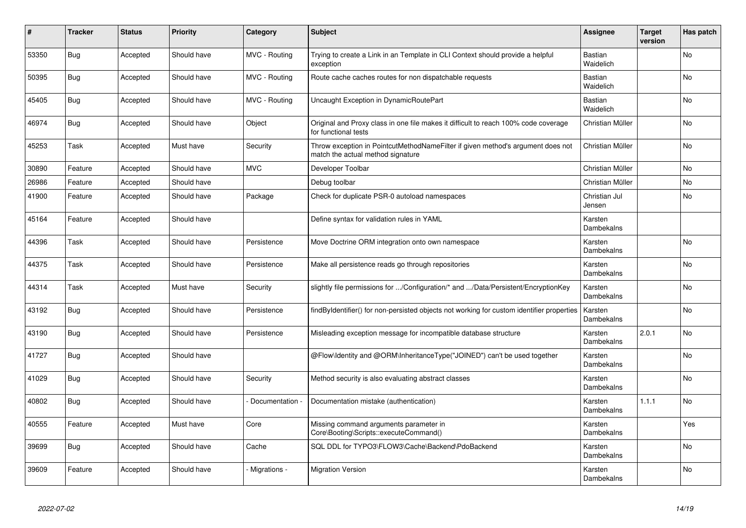| # | Tracker | Status | Priority | Category | Subject | Assignee | Target version | Has patch |
|---|---|---|---|---|---|---|---|---|
| 53350 | Bug | Accepted | Should have | MVC - Routing | Trying to create a Link in an Template in CLI Context should provide a helpful exception | Bastian Waidelich | | No |
| 50395 | Bug | Accepted | Should have | MVC - Routing | Route cache caches routes for non dispatchable requests | Bastian Waidelich | | No |
| 45405 | Bug | Accepted | Should have | MVC - Routing | Uncaught Exception in DynamicRoutePart | Bastian Waidelich | | No |
| 46974 | Bug | Accepted | Should have | Object | Original and Proxy class in one file makes it difficult to reach 100% code coverage for functional tests | Christian Müller | | No |
| 45253 | Task | Accepted | Must have | Security | Throw exception in PointcutMethodNameFilter if given method's argument does not match the actual method signature | Christian Müller | | No |
| 30890 | Feature | Accepted | Should have | MVC | Developer Toolbar | Christian Müller | | No |
| 26986 | Feature | Accepted | Should have | | Debug toolbar | Christian Müller | | No |
| 41900 | Feature | Accepted | Should have | Package | Check for duplicate PSR-0 autoload namespaces | Christian Jul Jensen | | No |
| 45164 | Feature | Accepted | Should have | | Define syntax for validation rules in YAML | Karsten Dambekalns | | |
| 44396 | Task | Accepted | Should have | Persistence | Move Doctrine ORM integration onto own namespace | Karsten Dambekalns | | No |
| 44375 | Task | Accepted | Should have | Persistence | Make all persistence reads go through repositories | Karsten Dambekalns | | No |
| 44314 | Task | Accepted | Must have | Security | slightly file permissions for .../Configuration/* and .../Data/Persistent/EncryptionKey | Karsten Dambekalns | | No |
| 43192 | Bug | Accepted | Should have | Persistence | findByIdentifier() for non-persisted objects not working for custom identifier properties | Karsten Dambekalns | | No |
| 43190 | Bug | Accepted | Should have | Persistence | Misleading exception message for incompatible database structure | Karsten Dambekalns | 2.0.1 | No |
| 41727 | Bug | Accepted | Should have | | @Flow\Identity and @ORM\InheritanceType("JOINED") can't be used together | Karsten Dambekalns | | No |
| 41029 | Bug | Accepted | Should have | Security | Method security is also evaluating abstract classes | Karsten Dambekalns | | No |
| 40802 | Bug | Accepted | Should have | - Documentation - | Documentation mistake (authentication) | Karsten Dambekalns | 1.1.1 | No |
| 40555 | Feature | Accepted | Must have | Core | Missing command arguments parameter in Core\Booting\Scripts::executeCommand() | Karsten Dambekalns | | Yes |
| 39699 | Bug | Accepted | Should have | Cache | SQL DDL for TYPO3\FLOW3\Cache\Backend\PdoBackend | Karsten Dambekalns | | No |
| 39609 | Feature | Accepted | Should have | - Migrations - | Migration Version | Karsten Dambekalns | | No |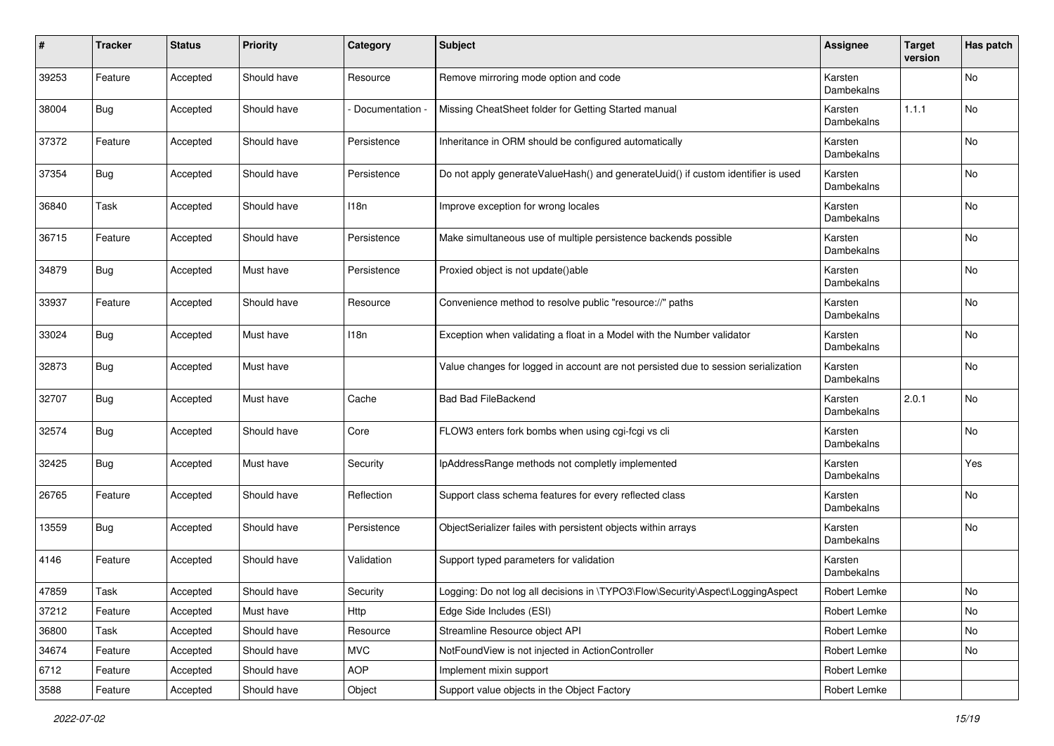| # | Tracker | Status | Priority | Category | Subject | Assignee | Target version | Has patch |
|---|---|---|---|---|---|---|---|---|
| 39253 | Feature | Accepted | Should have | Resource | Remove mirroring mode option and code | Karsten Dambekalns | | No |
| 38004 | Bug | Accepted | Should have | - Documentation - | Missing CheatSheet folder for Getting Started manual | Karsten Dambekalns | 1.1.1 | No |
| 37372 | Feature | Accepted | Should have | Persistence | Inheritance in ORM should be configured automatically | Karsten Dambekalns | | No |
| 37354 | Bug | Accepted | Should have | Persistence | Do not apply generateValueHash() and generateUuid() if custom identifier is used | Karsten Dambekalns | | No |
| 36840 | Task | Accepted | Should have | I18n | Improve exception for wrong locales | Karsten Dambekalns | | No |
| 36715 | Feature | Accepted | Should have | Persistence | Make simultaneous use of multiple persistence backends possible | Karsten Dambekalns | | No |
| 34879 | Bug | Accepted | Must have | Persistence | Proxied object is not update()able | Karsten Dambekalns | | No |
| 33937 | Feature | Accepted | Should have | Resource | Convenience method to resolve public "resource://" paths | Karsten Dambekalns | | No |
| 33024 | Bug | Accepted | Must have | I18n | Exception when validating a float in a Model with the Number validator | Karsten Dambekalns | | No |
| 32873 | Bug | Accepted | Must have | | Value changes for logged in account are not persisted due to session serialization | Karsten Dambekalns | | No |
| 32707 | Bug | Accepted | Must have | Cache | Bad Bad FileBackend | Karsten Dambekalns | 2.0.1 | No |
| 32574 | Bug | Accepted | Should have | Core | FLOW3 enters fork bombs when using cgi-fcgi vs cli | Karsten Dambekalns | | No |
| 32425 | Bug | Accepted | Must have | Security | IpAddressRange methods not completly implemented | Karsten Dambekalns | | Yes |
| 26765 | Feature | Accepted | Should have | Reflection | Support class schema features for every reflected class | Karsten Dambekalns | | No |
| 13559 | Bug | Accepted | Should have | Persistence | ObjectSerializer failes with persistent objects within arrays | Karsten Dambekalns | | No |
| 4146 | Feature | Accepted | Should have | Validation | Support typed parameters for validation | Karsten Dambekalns | | |
| 47859 | Task | Accepted | Should have | Security | Logging: Do not log all decisions in \TYPO3\Flow\Security\Aspect\LoggingAspect | Robert Lemke | | No |
| 37212 | Feature | Accepted | Must have | Http | Edge Side Includes (ESI) | Robert Lemke | | No |
| 36800 | Task | Accepted | Should have | Resource | Streamline Resource object API | Robert Lemke | | No |
| 34674 | Feature | Accepted | Should have | MVC | NotFoundView is not injected in ActionController | Robert Lemke | | No |
| 6712 | Feature | Accepted | Should have | AOP | Implement mixin support | Robert Lemke | | |
| 3588 | Feature | Accepted | Should have | Object | Support value objects in the Object Factory | Robert Lemke | | |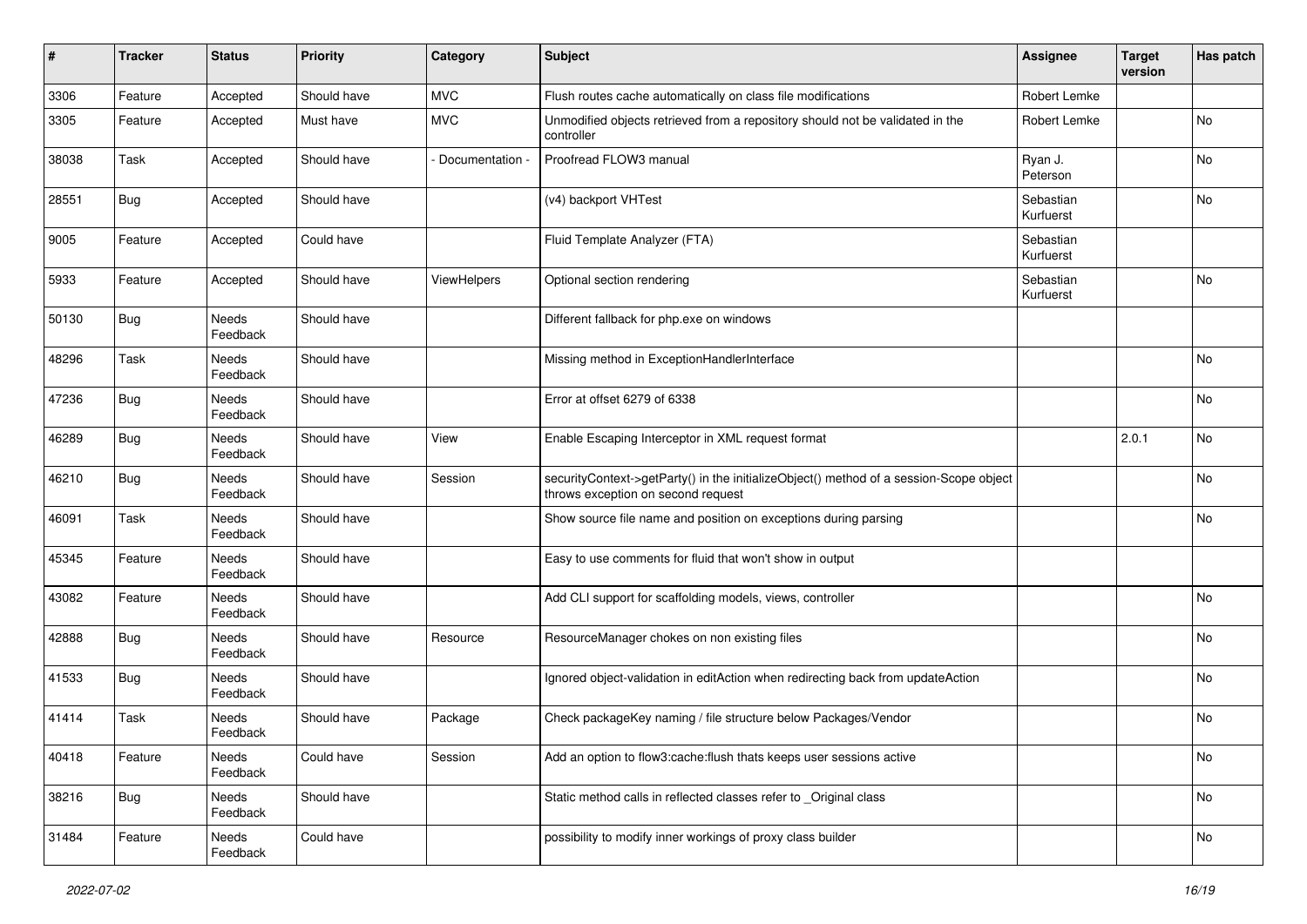| # | Tracker | Status | Priority | Category | Subject | Assignee | Target version | Has patch |
|---|---|---|---|---|---|---|---|---|
| 3306 | Feature | Accepted | Should have | MVC | Flush routes cache automatically on class file modifications | Robert Lemke | | |
| 3305 | Feature | Accepted | Must have | MVC | Unmodified objects retrieved from a repository should not be validated in the controller | Robert Lemke | | No |
| 38038 | Task | Accepted | Should have | - Documentation - | Proofread FLOW3 manual | Ryan J. Peterson | | No |
| 28551 | Bug | Accepted | Should have | | (v4) backport VHTest | Sebastian Kurfuerst | | No |
| 9005 | Feature | Accepted | Could have | | Fluid Template Analyzer (FTA) | Sebastian Kurfuerst | | |
| 5933 | Feature | Accepted | Should have | ViewHelpers | Optional section rendering | Sebastian Kurfuerst | | No |
| 50130 | Bug | Needs Feedback | Should have | | Different fallback for php.exe on windows | | | |
| 48296 | Task | Needs Feedback | Should have | | Missing method in ExceptionHandlerInterface | | | No |
| 47236 | Bug | Needs Feedback | Should have | | Error at offset 6279 of 6338 | | | No |
| 46289 | Bug | Needs Feedback | Should have | View | Enable Escaping Interceptor in XML request format | | 2.0.1 | No |
| 46210 | Bug | Needs Feedback | Should have | Session | securityContext->getParty() in the initializeObject() method of a session-Scope object throws exception on second request | | | No |
| 46091 | Task | Needs Feedback | Should have | | Show source file name and position on exceptions during parsing | | | No |
| 45345 | Feature | Needs Feedback | Should have | | Easy to use comments for fluid that won't show in output | | | |
| 43082 | Feature | Needs Feedback | Should have | | Add CLI support for scaffolding models, views, controller | | | No |
| 42888 | Bug | Needs Feedback | Should have | Resource | ResourceManager chokes on non existing files | | | No |
| 41533 | Bug | Needs Feedback | Should have | | Ignored object-validation in editAction when redirecting back from updateAction | | | No |
| 41414 | Task | Needs Feedback | Should have | Package | Check packageKey naming / file structure below Packages/Vendor | | | No |
| 40418 | Feature | Needs Feedback | Could have | Session | Add an option to flow3:cache:flush thats keeps user sessions active | | | No |
| 38216 | Bug | Needs Feedback | Should have | | Static method calls in reflected classes refer to _Original class | | | No |
| 31484 | Feature | Needs Feedback | Could have | | possibility to modify inner workings of proxy class builder | | | No |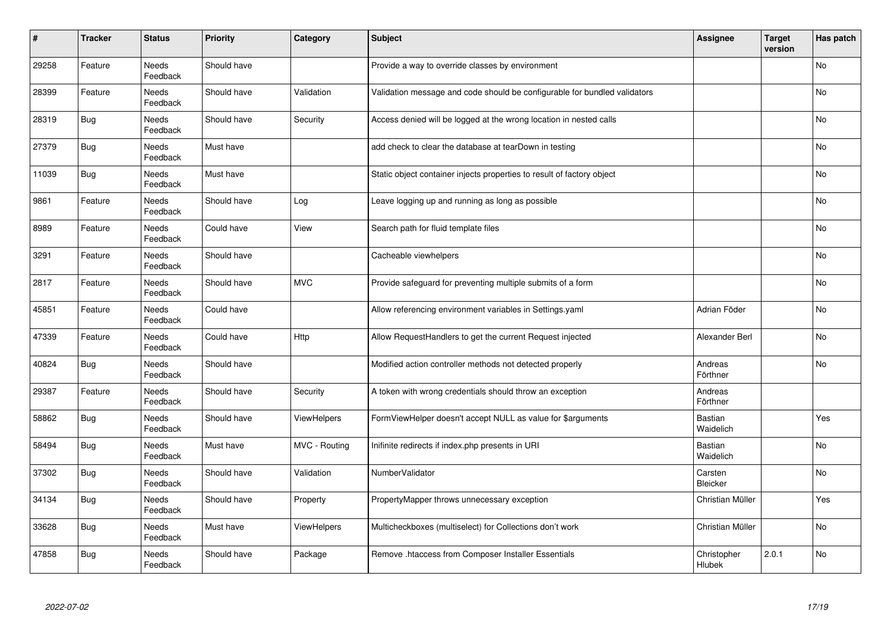| # | Tracker | Status | Priority | Category | Subject | Assignee | Target version | Has patch |
|---|---|---|---|---|---|---|---|---|
| 29258 | Feature | Needs Feedback | Should have | | Provide a way to override classes by environment | | | No |
| 28399 | Feature | Needs Feedback | Should have | Validation | Validation message and code should be configurable for bundled validators | | | No |
| 28319 | Bug | Needs Feedback | Should have | Security | Access denied will be logged at the wrong location in nested calls | | | No |
| 27379 | Bug | Needs Feedback | Must have | | add check to clear the database at tearDown in testing | | | No |
| 11039 | Bug | Needs Feedback | Must have | | Static object container injects properties to result of factory object | | | No |
| 9861 | Feature | Needs Feedback | Should have | Log | Leave logging up and running as long as possible | | | No |
| 8989 | Feature | Needs Feedback | Could have | View | Search path for fluid template files | | | No |
| 3291 | Feature | Needs Feedback | Should have | | Cacheable viewhelpers | | | No |
| 2817 | Feature | Needs Feedback | Should have | MVC | Provide safeguard for preventing multiple submits of a form | | | No |
| 45851 | Feature | Needs Feedback | Could have | | Allow referencing environment variables in Settings.yaml | Adrian Föder | | No |
| 47339 | Feature | Needs Feedback | Could have | Http | Allow RequestHandlers to get the current Request injected | Alexander Berl | | No |
| 40824 | Bug | Needs Feedback | Should have | | Modified action controller methods not detected properly | Andreas Förthner | | No |
| 29387 | Feature | Needs Feedback | Should have | Security | A token with wrong credentials should throw an exception | Andreas Förthner | | |
| 58862 | Bug | Needs Feedback | Should have | ViewHelpers | FormViewHelper doesn't accept NULL as value for $arguments | Bastian Waidelich | | Yes |
| 58494 | Bug | Needs Feedback | Must have | MVC - Routing | Inifinite redirects if index.php presents in URI | Bastian Waidelich | | No |
| 37302 | Bug | Needs Feedback | Should have | Validation | NumberValidator | Carsten Bleicker | | No |
| 34134 | Bug | Needs Feedback | Should have | Property | PropertyMapper throws unnecessary exception | Christian Müller | | Yes |
| 33628 | Bug | Needs Feedback | Must have | ViewHelpers | Multicheckboxes (multiselect) for Collections don't work | Christian Müller | | No |
| 47858 | Bug | Needs Feedback | Should have | Package | Remove .htaccess from Composer Installer Essentials | Christopher Hlubek | 2.0.1 | No |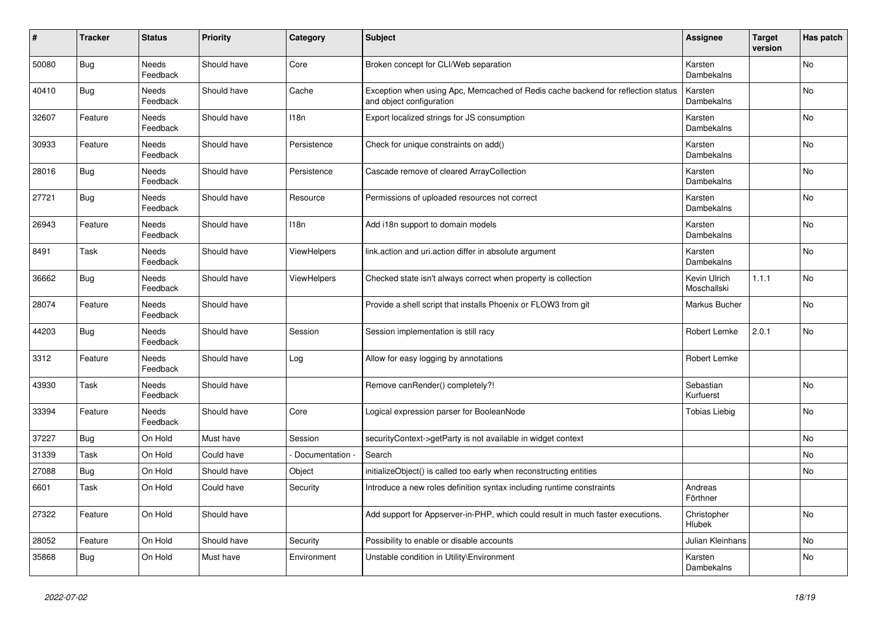| # | Tracker | Status | Priority | Category | Subject | Assignee | Target version | Has patch |
|---|---|---|---|---|---|---|---|---|
| 50080 | Bug | Needs Feedback | Should have | Core | Broken concept for CLI/Web separation | Karsten Dambekalns | | No |
| 40410 | Bug | Needs Feedback | Should have | Cache | Exception when using Apc, Memcached of Redis cache backend for reflection status and object configuration | Karsten Dambekalns | | No |
| 32607 | Feature | Needs Feedback | Should have | I18n | Export localized strings for JS consumption | Karsten Dambekalns | | No |
| 30933 | Feature | Needs Feedback | Should have | Persistence | Check for unique constraints on add() | Karsten Dambekalns | | No |
| 28016 | Bug | Needs Feedback | Should have | Persistence | Cascade remove of cleared ArrayCollection | Karsten Dambekalns | | No |
| 27721 | Bug | Needs Feedback | Should have | Resource | Permissions of uploaded resources not correct | Karsten Dambekalns | | No |
| 26943 | Feature | Needs Feedback | Should have | I18n | Add i18n support to domain models | Karsten Dambekalns | | No |
| 8491 | Task | Needs Feedback | Should have | ViewHelpers | link.action and uri.action differ in absolute argument | Karsten Dambekalns | | No |
| 36662 | Bug | Needs Feedback | Should have | ViewHelpers | Checked state isn't always correct when property is collection | Kevin Ulrich Moschallski | 1.1.1 | No |
| 28074 | Feature | Needs Feedback | Should have | | Provide a shell script that installs Phoenix or FLOW3 from git | Markus Bucher | | No |
| 44203 | Bug | Needs Feedback | Should have | Session | Session implementation is still racy | Robert Lemke | 2.0.1 | No |
| 3312 | Feature | Needs Feedback | Should have | Log | Allow for easy logging by annotations | Robert Lemke | | |
| 43930 | Task | Needs Feedback | Should have | | Remove canRender() completely?! | Sebastian Kurfuerst | | No |
| 33394 | Feature | Needs Feedback | Should have | Core | Logical expression parser for BooleanNode | Tobias Liebig | | No |
| 37227 | Bug | On Hold | Must have | Session | securityContext->getParty is not available in widget context | | | No |
| 31339 | Task | On Hold | Could have | - Documentation - | Search | | | No |
| 27088 | Bug | On Hold | Should have | Object | initializeObject() is called too early when reconstructing entities | | | No |
| 6601 | Task | On Hold | Could have | Security | Introduce a new roles definition syntax including runtime constraints | Andreas Förthner | | |
| 27322 | Feature | On Hold | Should have | | Add support for Appserver-in-PHP, which could result in much faster executions. | Christopher Hlubek | | No |
| 28052 | Feature | On Hold | Should have | Security | Possibility to enable or disable accounts | Julian Kleinhans | | No |
| 35868 | Bug | On Hold | Must have | Environment | Unstable condition in Utility\Environment | Karsten Dambekalns | | No |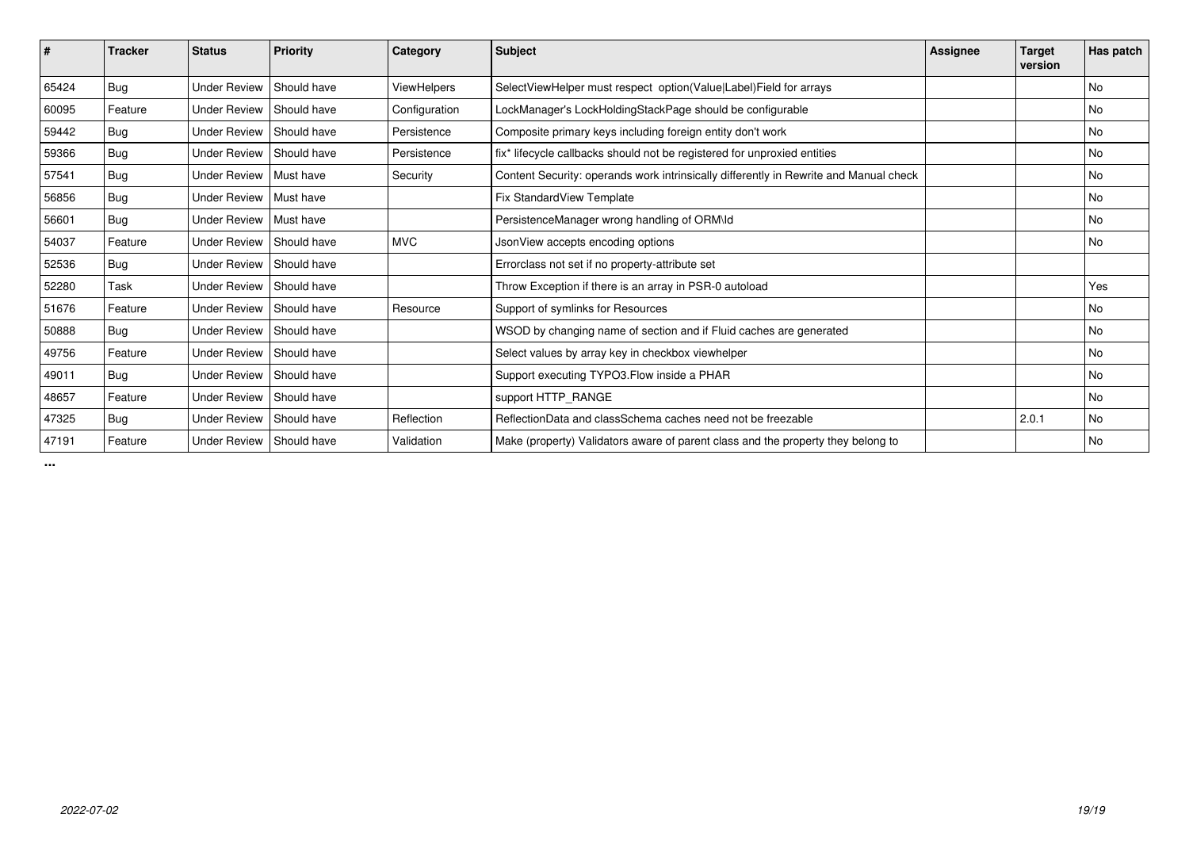| # | Tracker | Status | Priority | Category | Subject | Assignee | Target version | Has patch |
|---|---|---|---|---|---|---|---|---|
| 65424 | Bug | Under Review | Should have | ViewHelpers | SelectViewHelper must respect option(Value\|Label)Field for arrays | | | No |
| 60095 | Feature | Under Review | Should have | Configuration | LockManager's LockHoldingStackPage should be configurable | | | No |
| 59442 | Bug | Under Review | Should have | Persistence | Composite primary keys including foreign entity don't work | | | No |
| 59366 | Bug | Under Review | Should have | Persistence | fix* lifecycle callbacks should not be registered for unproxied entities | | | No |
| 57541 | Bug | Under Review | Must have | Security | Content Security: operands work intrinsically differently in Rewrite and Manual check | | | No |
| 56856 | Bug | Under Review | Must have | | Fix StandardView Template | | | No |
| 56601 | Bug | Under Review | Must have | | PersistenceManager wrong handling of ORM\Id | | | No |
| 54037 | Feature | Under Review | Should have | MVC | JsonView accepts encoding options | | | No |
| 52536 | Bug | Under Review | Should have | | Errorclass not set if no property-attribute set | | | |
| 52280 | Task | Under Review | Should have | | Throw Exception if there is an array in PSR-0 autoload | | | Yes |
| 51676 | Feature | Under Review | Should have | Resource | Support of symlinks for Resources | | | No |
| 50888 | Bug | Under Review | Should have | | WSOD by changing name of section and if Fluid caches are generated | | | No |
| 49756 | Feature | Under Review | Should have | | Select values by array key in checkbox viewhelper | | | No |
| 49011 | Bug | Under Review | Should have | | Support executing TYPO3.Flow inside a PHAR | | | No |
| 48657 | Feature | Under Review | Should have | | support HTTP_RANGE | | | No |
| 47325 | Bug | Under Review | Should have | Reflection | ReflectionData and classSchema caches need not be freezable | | 2.0.1 | No |
| 47191 | Feature | Under Review | Should have | Validation | Make (property) Validators aware of parent class and the property they belong to | | | No |

...